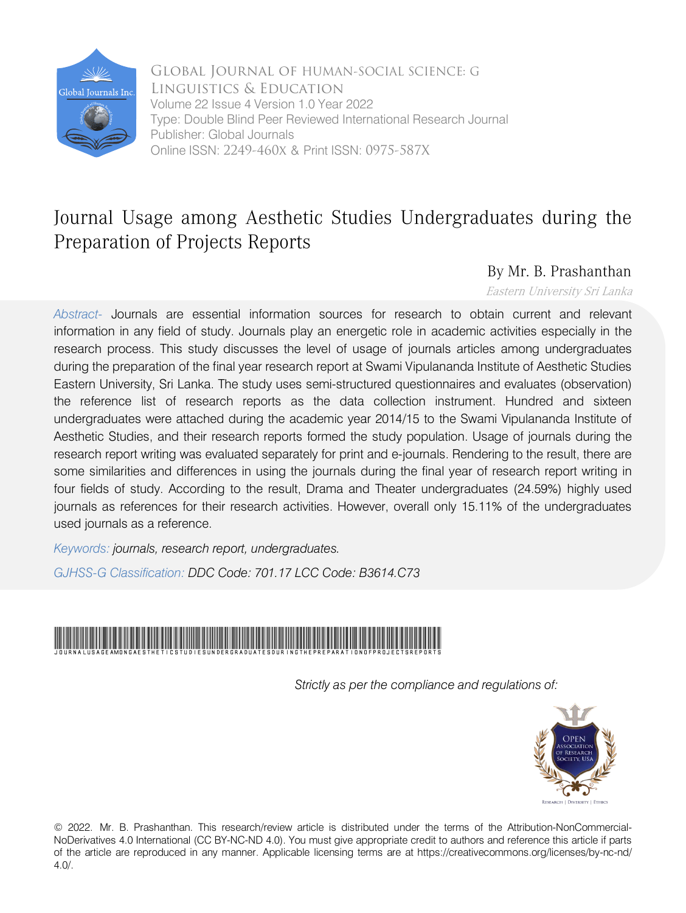Global Journal of Human-Social Science: G Linguistics & Education
Volume 22 Issue 4 Version 1.0 Year 2022
Type: Double Blind Peer Reviewed International Research Journal
Publisher: Global Journals
Online ISSN: 2249-460X & Print ISSN: 0975-587X

# Journal Usage among Aesthetic Studies Undergraduates during the Preparation of Projects Reports

By Mr. B. Prashanthan

*Eastern University Sri Lanka*

*Abstract-* Journals are essential information sources for research to obtain current and relevant information in any field of study. Journals play an energetic role in academic activities especially in the research process. This study discusses the level of usage of journals articles among undergraduates during the preparation of the final year research report at Swami Vipulananda Institute of Aesthetic Studies Eastern University, Sri Lanka. The study uses semi-structured questionnaires and evaluates (observation) the reference list of research reports as the data collection instrument. Hundred and sixteen undergraduates were attached during the academic year 2014/15 to the Swami Vipulananda Institute of Aesthetic Studies, and their research reports formed the study population. Usage of journals during the research report writing was evaluated separately for print and e-journals. Rendering to the result, there are some similarities and differences in using the journals during the final year of research report writing in four fields of study. According to the result, Drama and Theater undergraduates (24.59%) highly used journals as references for their research activities. However, overall only 15.11% of the undergraduates used journals as a reference.

*Keywords:* *journals, research report, undergraduates.*

*GJHSS-G Classification:* *DDC Code: 701.17 LCC Code: B3614.C73*

JOURNALUSAGEAMONGAESTHETICSTUDIESUNDERGRADUATESDURINGTHEPREPARATIONOFPROJECTSREPORTS

*Strictly as per the compliance and regulations of:*

© 2022. Mr. B. Prashanthan. This research/review article is distributed under the terms of the Attribution-NonCommercial-NoDerivatives 4.0 International (CC BY-NC-ND 4.0). You must give appropriate credit to authors and reference this article if parts of the article are reproduced in any manner. Applicable licensing terms are at https://creativecommons.org/licenses/by-nc-nd/4.0/.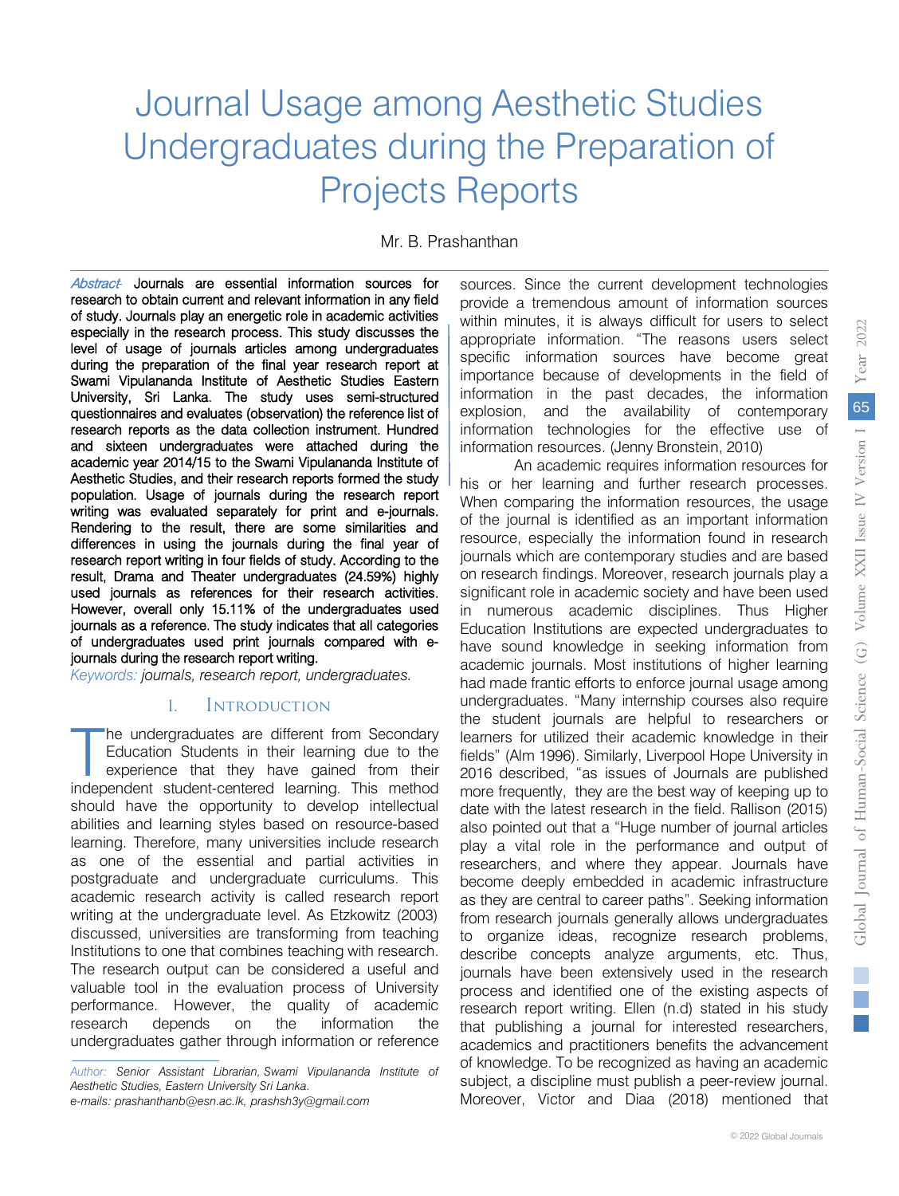# Journal Usage among Aesthetic Studies Undergraduates during the Preparation of Projects Reports

Mr. B. Prashanthan

*Abstract-* **Journals are essential information sources for research to obtain current and relevant information in any field of study. Journals play an energetic role in academic activities especially in the research process. This study discusses the level of usage of journals articles among undergraduates during the preparation of the final year research report at Swami Vipulananda Institute of Aesthetic Studies Eastern University, Sri Lanka. The study uses semi-structured questionnaires and evaluates (observation) the reference list of research reports as the data collection instrument. Hundred and sixteen undergraduates were attached during the academic year 2014/15 to the Swami Vipulananda Institute of Aesthetic Studies, and their research reports formed the study population. Usage of journals during the research report writing was evaluated separately for print and e-journals. Rendering to the result, there are some similarities and differences in using the journals during the final year of research report writing in four fields of study. According to the result, Drama and Theater undergraduates (24.59%) highly used journals as references for their research activities. However, overall only 15.11% of the undergraduates used journals as a reference. The study indicates that all categories of undergraduates used print journals compared with e-journals during the research report writing.**

*Keywords: journals, research report, undergraduates.*

## I. Introduction

The undergraduates are different from Secondary Education Students in their learning due to the experience that they have gained from their independent student-centered learning. This method should have the opportunity to develop intellectual abilities and learning styles based on resource-based learning. Therefore, many universities include research as one of the essential and partial activities in postgraduate and undergraduate curriculums. This academic research activity is called research report writing at the undergraduate level. As Etzkowitz (2003) discussed, universities are transforming from teaching Institutions to one that combines teaching with research. The research output can be considered a useful and valuable tool in the evaluation process of University performance. However, the quality of academic research depends on the information the undergraduates gather through information or reference sources. Since the current development technologies provide a tremendous amount of information sources within minutes, it is always difficult for users to select appropriate information. "The reasons users select specific information sources have become great importance because of developments in the field of information in the past decades, the information explosion, and the availability of contemporary information technologies for the effective use of information resources. (Jenny Bronstein, 2010)

An academic requires information resources for his or her learning and further research processes. When comparing the information resources, the usage of the journal is identified as an important information resource, especially the information found in research journals which are contemporary studies and are based on research findings. Moreover, research journals play a significant role in academic society and have been used in numerous academic disciplines. Thus Higher Education Institutions are expected undergraduates to have sound knowledge in seeking information from academic journals. Most institutions of higher learning had made frantic efforts to enforce journal usage among undergraduates. "Many internship courses also require the student journals are helpful to researchers or learners for utilized their academic knowledge in their fields" (Alm 1996). Similarly, Liverpool Hope University in 2016 described, "as issues of Journals are published more frequently, they are the best way of keeping up to date with the latest research in the field. Rallison (2015) also pointed out that a "Huge number of journal articles play a vital role in the performance and output of researchers, and where they appear. Journals have become deeply embedded in academic infrastructure as they are central to career paths". Seeking information from research journals generally allows undergraduates to organize ideas, recognize research problems, describe concepts analyze arguments, etc. Thus, journals have been extensively used in the research process and identified one of the existing aspects of research report writing. Ellen (n.d) stated in his study that publishing a journal for interested researchers, academics and practitioners benefits the advancement of knowledge. To be recognized as having an academic subject, a discipline must publish a peer-review journal. Moreover, Victor and Diaa (2018) mentioned that

*Author: Senior Assistant Librarian, Swami Vipulananda Institute of Aesthetic Studies, Eastern University Sri Lanka.*
*e-mails: prashanthanb@esn.ac.lk, prashsh3y@gmail.com*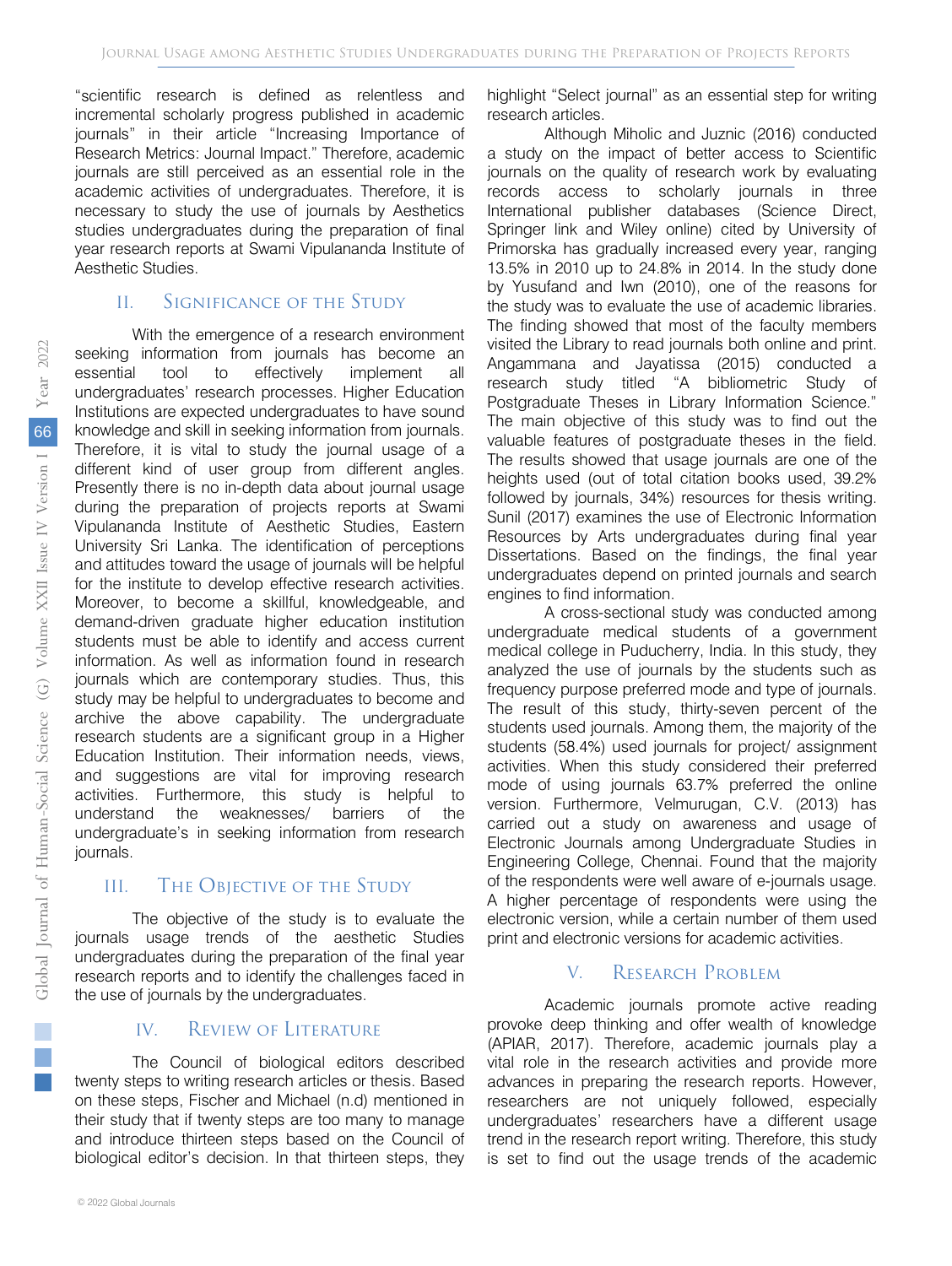"scientific research is defined as relentless and incremental scholarly progress published in academic journals" in their article "Increasing Importance of Research Metrics: Journal Impact." Therefore, academic journals are still perceived as an essential role in the academic activities of undergraduates. Therefore, it is necessary to study the use of journals by Aesthetics studies undergraduates during the preparation of final year research reports at Swami Vipulananda Institute of Aesthetic Studies.

## II. Significance of the Study

With the emergence of a research environment seeking information from journals has become an essential tool to effectively implement all undergraduates' research processes. Higher Education Institutions are expected undergraduates to have sound knowledge and skill in seeking information from journals. Therefore, it is vital to study the journal usage of a different kind of user group from different angles. Presently there is no in-depth data about journal usage during the preparation of projects reports at Swami Vipulananda Institute of Aesthetic Studies, Eastern University Sri Lanka. The identification of perceptions and attitudes toward the usage of journals will be helpful for the institute to develop effective research activities. Moreover, to become a skillful, knowledgeable, and demand-driven graduate higher education institution students must be able to identify and access current information. As well as information found in research journals which are contemporary studies. Thus, this study may be helpful to undergraduates to become and archive the above capability. The undergraduate research students are a significant group in a Higher Education Institution. Their information needs, views, and suggestions are vital for improving research activities. Furthermore, this study is helpful to understand the weaknesses/ barriers of the undergraduate's in seeking information from research journals.

## III. The Objective of the Study

The objective of the study is to evaluate the journals usage trends of the aesthetic Studies undergraduates during the preparation of the final year research reports and to identify the challenges faced in the use of journals by the undergraduates.

## IV. Review of Literature

The Council of biological editors described twenty steps to writing research articles or thesis. Based on these steps, Fischer and Michael (n.d) mentioned in their study that if twenty steps are too many to manage and introduce thirteen steps based on the Council of biological editor's decision. In that thirteen steps, they highlight "Select journal" as an essential step for writing research articles.

Although Miholic and Juznic (2016) conducted a study on the impact of better access to Scientific journals on the quality of research work by evaluating records access to scholarly journals in three International publisher databases (Science Direct, Springer link and Wiley online) cited by University of Primorska has gradually increased every year, ranging 13.5% in 2010 up to 24.8% in 2014. In the study done by Yusufand and Iwn (2010), one of the reasons for the study was to evaluate the use of academic libraries. The finding showed that most of the faculty members visited the Library to read journals both online and print. Angammana and Jayatissa (2015) conducted a research study titled "A bibliometric Study of Postgraduate Theses in Library Information Science." The main objective of this study was to find out the valuable features of postgraduate theses in the field. The results showed that usage journals are one of the heights used (out of total citation books used, 39.2% followed by journals, 34%) resources for thesis writing. Sunil (2017) examines the use of Electronic Information Resources by Arts undergraduates during final year Dissertations. Based on the findings, the final year undergraduates depend on printed journals and search engines to find information.

A cross-sectional study was conducted among undergraduate medical students of a government medical college in Puducherry, India. In this study, they analyzed the use of journals by the students such as frequency purpose preferred mode and type of journals. The result of this study, thirty-seven percent of the students used journals. Among them, the majority of the students (58.4%) used journals for project/ assignment activities. When this study considered their preferred mode of using journals 63.7% preferred the online version. Furthermore, Velmurugan, C.V. (2013) has carried out a study on awareness and usage of Electronic Journals among Undergraduate Studies in Engineering College, Chennai. Found that the majority of the respondents were well aware of e-journals usage. A higher percentage of respondents were using the electronic version, while a certain number of them used print and electronic versions for academic activities.

## V. Research Problem

Academic journals promote active reading provoke deep thinking and offer wealth of knowledge (APIAR, 2017). Therefore, academic journals play a vital role in the research activities and provide more advances in preparing the research reports. However, researchers are not uniquely followed, especially undergraduates' researchers have a different usage trend in the research report writing. Therefore, this study is set to find out the usage trends of the academic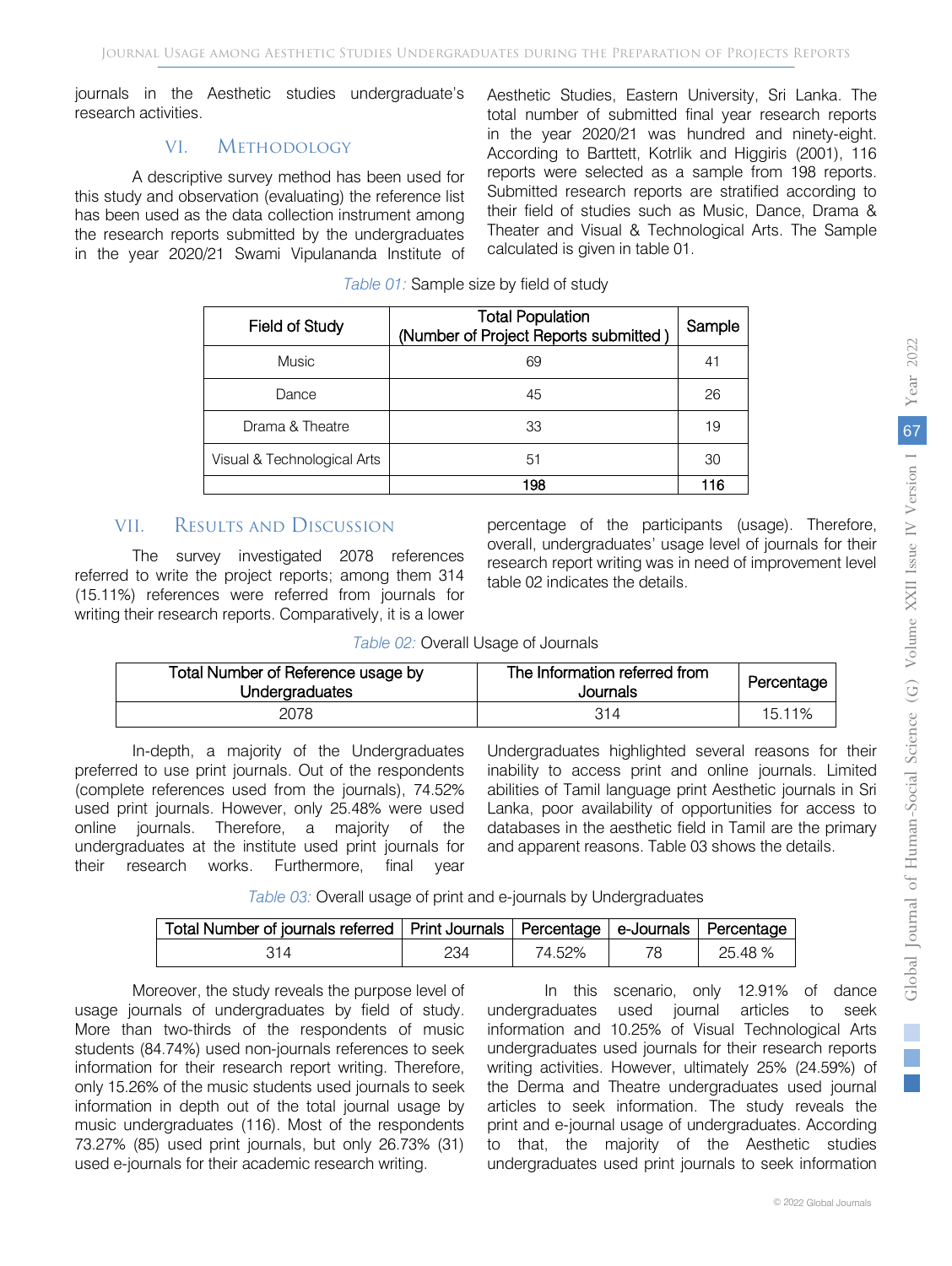journals in the Aesthetic studies undergraduate's research activities.

## VI. Methodology

A descriptive survey method has been used for this study and observation (evaluating) the reference list has been used as the data collection instrument among the research reports submitted by the undergraduates in the year 2020/21 Swami Vipulananda Institute of Aesthetic Studies, Eastern University, Sri Lanka. The total number of submitted final year research reports in the year 2020/21 was hundred and ninety-eight. According to Barttett, Kotrlik and Higgiris (2001), 116 reports were selected as a sample from 198 reports. Submitted research reports are stratified according to their field of studies such as Music, Dance, Drama & Theater and Visual & Technological Arts. The Sample calculated is given in table 01.

*Table 01:* Sample size by field of study

| Field of Study | Total Population (Number of Project Reports submitted ) | Sample |
|---|---|---|
| Music | 69 | 41 |
| Dance | 45 | 26 |
| Drama & Theatre | 33 | 19 |
| Visual & Technological Arts | 51 | 30 |
| | **198** | **116** |

## VII. Results and Discussion

The survey investigated 2078 references referred to write the project reports; among them 314 (15.11%) references were referred from journals for writing their research reports. Comparatively, it is a lower percentage of the participants (usage). Therefore, overall, undergraduates' usage level of journals for their research report writing was in need of improvement level table 02 indicates the details.

*Table 02:* Overall Usage of Journals

| Total Number of Reference usage by Undergraduates | The Information referred from Journals | Percentage |
|---|---|---|
| 2078 | 314 | 15.11% |

In-depth, a majority of the Undergraduates preferred to use print journals. Out of the respondents (complete references used from the journals), 74.52% used print journals. However, only 25.48% were used online journals. Therefore, a majority of the undergraduates at the institute used print journals for their research works. Furthermore, final year Undergraduates highlighted several reasons for their inability to access print and online journals. Limited abilities of Tamil language print Aesthetic journals in Sri Lanka, poor availability of opportunities for access to databases in the aesthetic field in Tamil are the primary and apparent reasons. Table 03 shows the details.

*Table 03:* Overall usage of print and e-journals by Undergraduates

| Total Number of journals referred | Print Journals | Percentage | e-Journals | Percentage |
|---|---|---|---|---|
| 314 | 234 | 74.52% | 78 | 25.48 % |

Moreover, the study reveals the purpose level of usage journals of undergraduates by field of study. More than two-thirds of the respondents of music students (84.74%) used non-journals references to seek information for their research report writing. Therefore, only 15.26% of the music students used journals to seek information in depth out of the total journal usage by music undergraduates (116). Most of the respondents 73.27% (85) used print journals, but only 26.73% (31) used e-journals for their academic research writing.

In this scenario, only 12.91% of dance undergraduates used journal articles to seek information and 10.25% of Visual Technological Arts undergraduates used journals for their research reports writing activities. However, ultimately 25% (24.59%) of the Derma and Theatre undergraduates used journal articles to seek information. The study reveals the print and e-journal usage of undergraduates. According to that, the majority of the Aesthetic studies undergraduates used print journals to seek information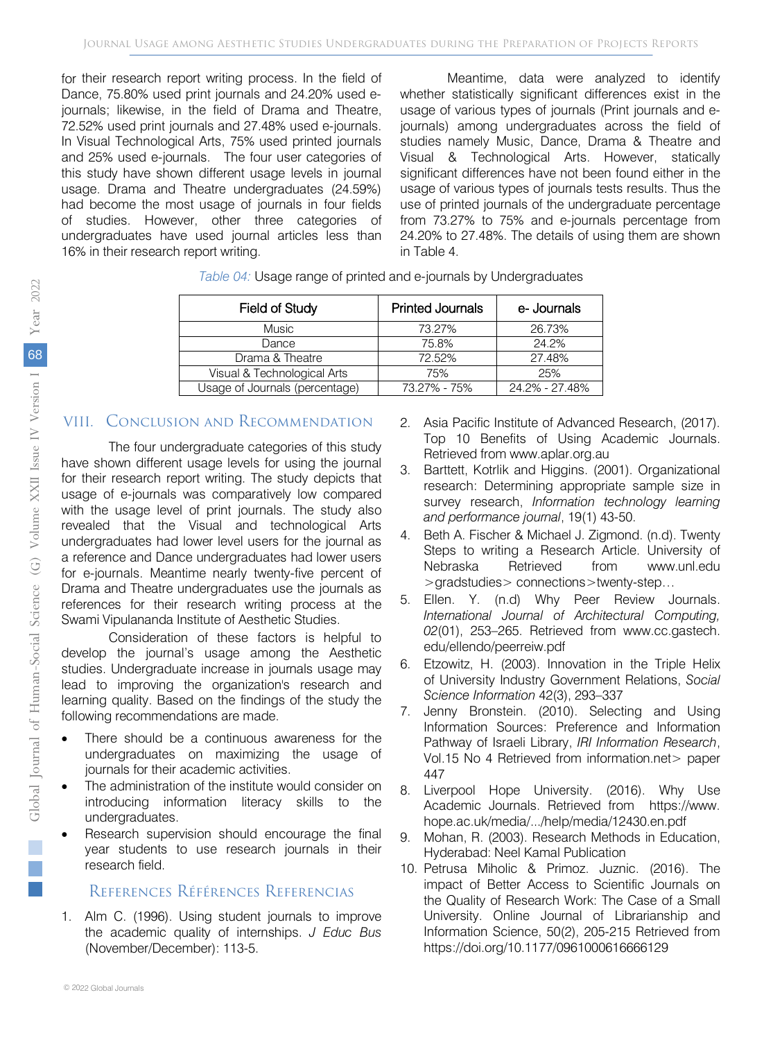for their research report writing process. In the field of Dance, 75.80% used print journals and 24.20% used e-journals; likewise, in the field of Drama and Theatre, 72.52% used print journals and 27.48% used e-journals. In Visual Technological Arts, 75% used printed journals and 25% used e-journals. The four user categories of this study have shown different usage levels in journal usage. Drama and Theatre undergraduates (24.59%) had become the most usage of journals in four fields of studies. However, other three categories of undergraduates have used journal articles less than 16% in their research report writing.

Meantime, data were analyzed to identify whether statistically significant differences exist in the usage of various types of journals (Print journals and e-journals) among undergraduates across the field of studies namely Music, Dance, Drama & Theatre and Visual & Technological Arts. However, statically significant differences have not been found either in the usage of various types of journals tests results. Thus the use of printed journals of the undergraduate percentage from 73.27% to 75% and e-journals percentage from 24.20% to 27.48%. The details of using them are shown in Table 4.

*Table 04:* Usage range of printed and e-journals by Undergraduates

| Field of Study | Printed Journals | e- Journals |
|---|---|---|
| Music | 73.27% | 26.73% |
| Dance | 75.8% | 24.2% |
| Drama & Theatre | 72.52% | 27.48% |
| Visual & Technological Arts | 75% | 25% |
| Usage of Journals (percentage) | 73.27% - 75% | 24.2% - 27.48% |

## VIII. Conclusion and Recommendation

The four undergraduate categories of this study have shown different usage levels for using the journal for their research report writing. The study depicts that usage of e-journals was comparatively low compared with the usage level of print journals. The study also revealed that the Visual and technological Arts undergraduates had lower level users for the journal as a reference and Dance undergraduates had lower users for e-journals. Meantime nearly twenty-five percent of Drama and Theatre undergraduates use the journals as references for their research writing process at the Swami Vipulananda Institute of Aesthetic Studies.

Consideration of these factors is helpful to develop the journal's usage among the Aesthetic studies. Undergraduate increase in journals usage may lead to improving the organization's research and learning quality. Based on the findings of the study the following recommendations are made.

- There should be a continuous awareness for the undergraduates on maximizing the usage of journals for their academic activities.
- The administration of the institute would consider on introducing information literacy skills to the undergraduates.
- Research supervision should encourage the final year students to use research journals in their research field.

## References Références Referencias

1. Alm C. (1996). Using student journals to improve the academic quality of internships. *J Educ Bus* (November/December): 113-5.
2. Asia Pacific Institute of Advanced Research, (2017). Top 10 Benefits of Using Academic Journals. Retrieved from www.aplar.org.au
3. Barttett, Kotrlik and Higgins. (2001). Organizational research: Determining appropriate sample size in survey research, *Information technology learning and performance journal*, 19(1) 43-50.
4. Beth A. Fischer & Michael J. Zigmond. (n.d). Twenty Steps to writing a Research Article. University of Nebraska Retrieved from www.unl.edu >gradstudies> connections>twenty-step…
5. Ellen. Y. (n.d) Why Peer Review Journals. *International Journal of Architectural Computing, 02*(01), 253–265. Retrieved from www.cc.gastech.edu/ellendo/peerreiw.pdf
6. Etzowitz, H. (2003). Innovation in the Triple Helix of University Industry Government Relations, *Social Science Information* 42(3), 293–337
7. Jenny Bronstein. (2010). Selecting and Using Information Sources: Preference and Information Pathway of Israeli Library, *IRI Information Research*, Vol.15 No 4 Retrieved from information.net> paper 447
8. Liverpool Hope University. (2016). Why Use Academic Journals. Retrieved from https://www.hope.ac.uk/media/.../help/media/12430.en.pdf
9. Mohan, R. (2003). Research Methods in Education, Hyderabad: Neel Kamal Publication
10. Petrusa Miholic & Primoz. Juznic. (2016). The impact of Better Access to Scientific Journals on the Quality of Research Work: The Case of a Small University. Online Journal of Librarianship and Information Science, 50(2), 205-215 Retrieved from https://doi.org/10.1177/0961000616666129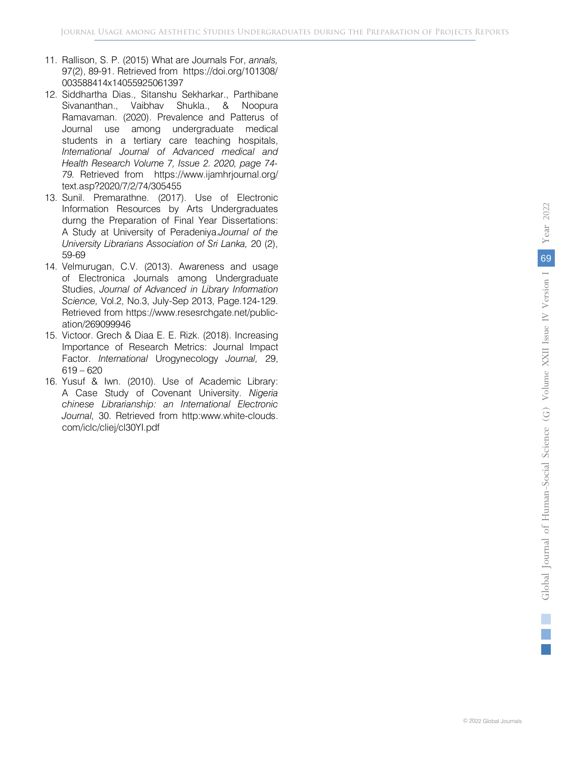11. Rallison, S. P. (2015) What are Journals For, *annals,* 97(2), 89-91. Retrieved from https://doi.org/101308/003588414x14055925061397
12. Siddhartha Dias., Sitanshu Sekharkar., Parthibane Sivananthan., Vaibhav Shukla., & Noopura Ramavaman. (2020). Prevalence and Patterus of Journal use among undergraduate medical students in a tertiary care teaching hospitals, *International Journal of Advanced medical and Health Research Volume 7, Issue 2. 2020, page 74-79.* Retrieved from https://www.ijamhrjournal.org/text.asp?2020/7/2/74/305455
13. Sunil. Premarathne. (2017). Use of Electronic Information Resources by Arts Undergraduates durng the Preparation of Final Year Dissertations: A Study at University of Peradeniya.*Journal of the University Librarians Association of Sri Lanka,* 20 (2), 59-69
14. Velmurugan, C.V. (2013). Awareness and usage of Electronica Journals among Undergraduate Studies, *Journal of Advanced in Library Information Science,* Vol.2, No.3, July-Sep 2013, Page.124-129. Retrieved from https://www.resesrchgate.net/publication/269099946
15. Victoor. Grech & Diaa E. E. Rizk. (2018). Increasing Importance of Research Metrics: Journal Impact Factor. *International* Urogynecology *Journal,* 29, 619 – 620
16. Yusuf & Iwn. (2010). Use of Academic Library: A Case Study of Covenant University. *Nigeria chinese Librarianship: an International Electronic Journal,* 30. Retrieved from http:www.white-clouds.com/iclc/cliej/cl30YI.pdf